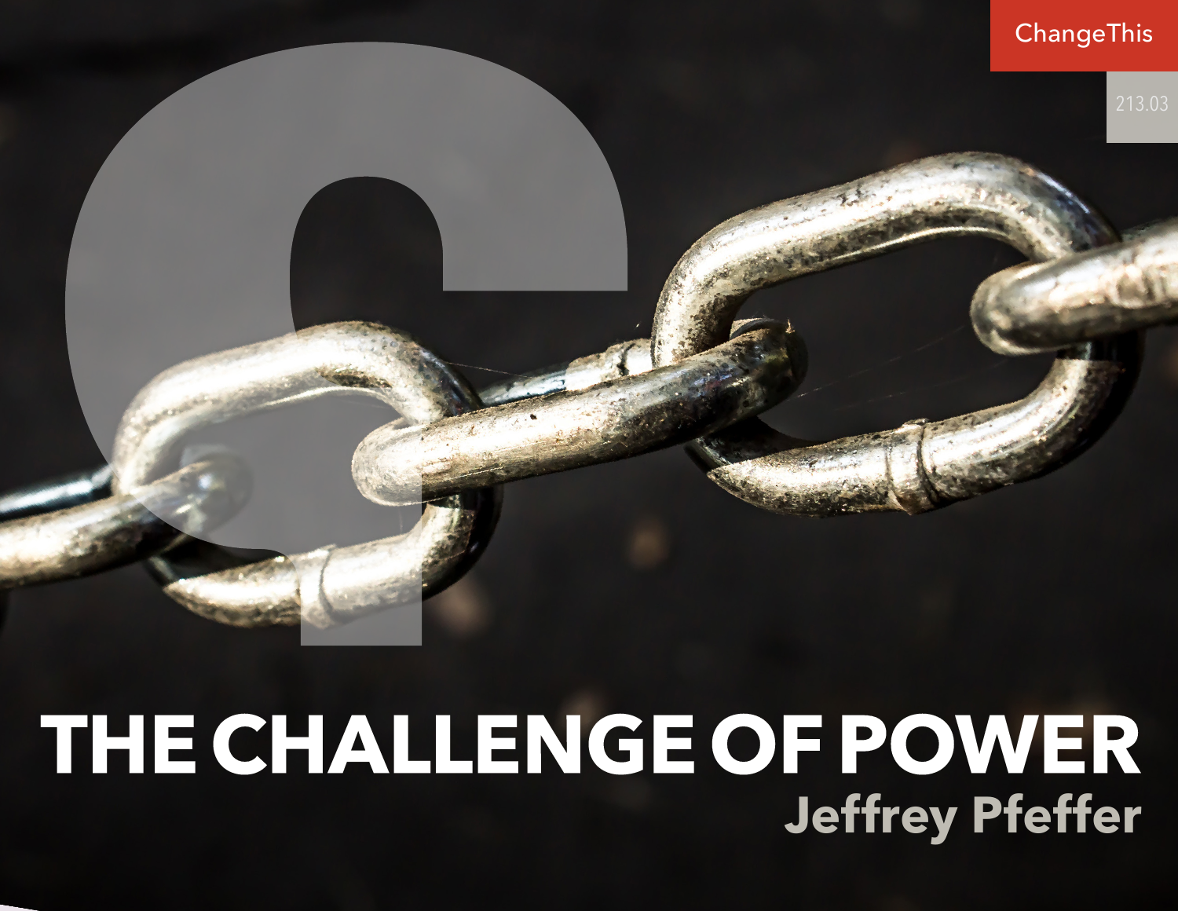ChangeThis

213.03

# THE CHALLENGE OF POWER

## Jeffrey Pfeffer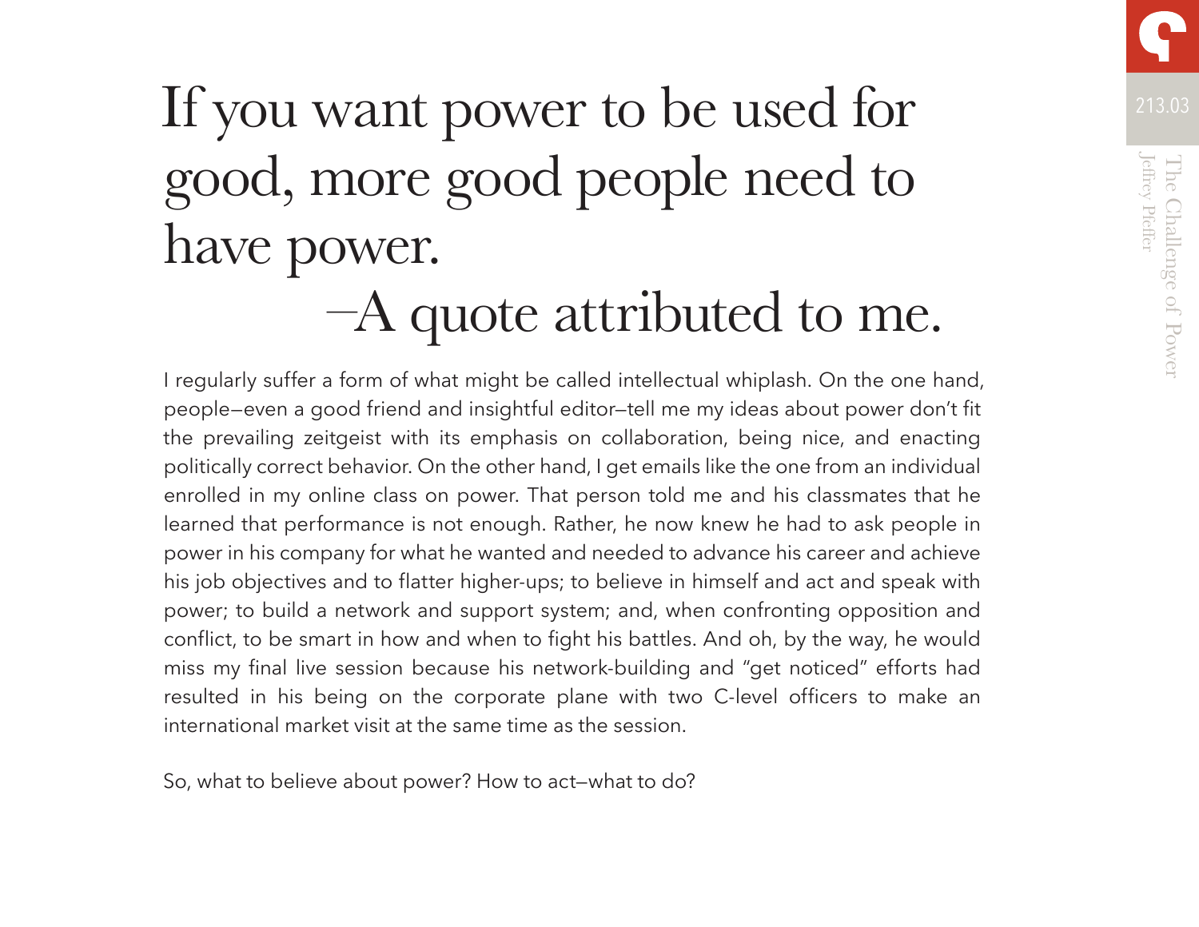# If you want power to be used for good, more good people need to have power.

—A quote attributed to me.

I regularly suffer a form of what might be called intellectual whiplash. On the one hand, people—even a good friend and insightful editor—tell me my ideas about power don't fit the prevailing zeitgeist with its emphasis on collaboration, being nice, and enacting politically correct behavior. On the other hand, I get emails like the one from an individual enrolled in my online class on power. That person told me and his classmates that he learned that performance is not enough. Rather, he now knew he had to ask people in power in his company for what he wanted and needed to advance his career and achieve his job objectives and to flatter higher-ups; to believe in himself and act and speak with power; to build a network and support system; and, when confronting opposition and conflict, to be smart in how and when to fight his battles. And oh, by the way, he would miss my final live session because his network-building and "get noticed" efforts had resulted in his being on the corporate plane with two C-level officers to make an international market visit at the same time as the session.

So, what to believe about power? How to act—what to do?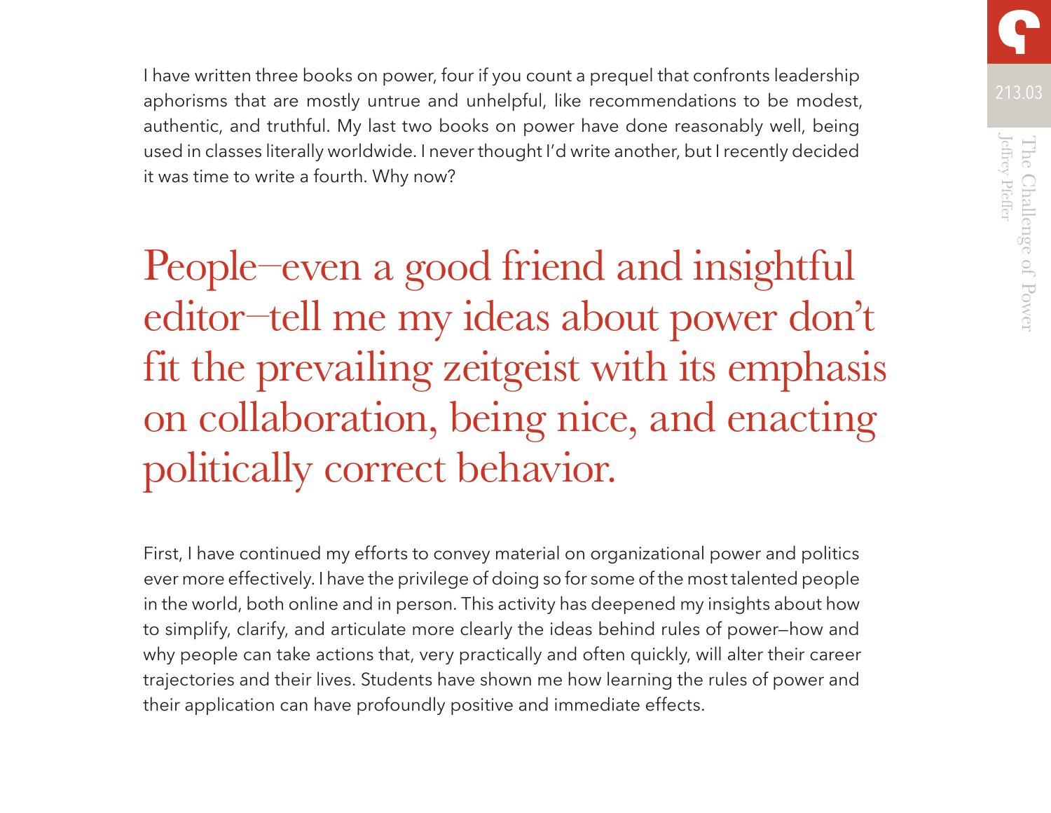I have written three books on power, four if you count a prequel that confronts leadership aphorisms that are mostly untrue and unhelpful, like recommendations to be modest, authentic, and truthful. My last two books on power have done reasonably well, being used in classes literally worldwide. I never thought I'd write another, but I recently decided it was time to write a fourth. Why now?

> People—even a good friend and insightful editor—tell me my ideas about power don't fit the prevailing zeitgeist with its emphasis on collaboration, being nice, and enacting politically correct behavior.

First, I have continued my efforts to convey material on organizational power and politics ever more effectively. I have the privilege of doing so for some of the most talented people in the world, both online and in person. This activity has deepened my insights about how to simplify, clarify, and articulate more clearly the ideas behind rules of power—how and why people can take actions that, very practically and often quickly, will alter their career trajectories and their lives. Students have shown me how learning the rules of power and their application can have profoundly positive and immediate effects.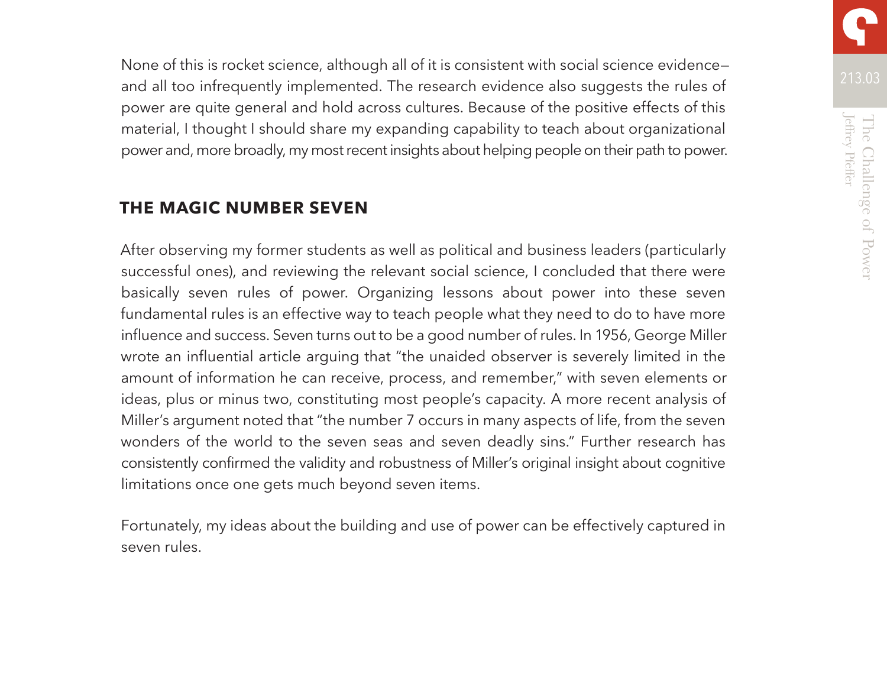None of this is rocket science, although all of it is consistent with social science evidence—and all too infrequently implemented. The research evidence also suggests the rules of power are quite general and hold across cultures. Because of the positive effects of this material, I thought I should share my expanding capability to teach about organizational power and, more broadly, my most recent insights about helping people on their path to power.

## THE MAGIC NUMBER SEVEN

After observing my former students as well as political and business leaders (particularly successful ones), and reviewing the relevant social science, I concluded that there were basically seven rules of power. Organizing lessons about power into these seven fundamental rules is an effective way to teach people what they need to do to have more influence and success. Seven turns out to be a good number of rules. In 1956, George Miller wrote an influential article arguing that "the unaided observer is severely limited in the amount of information he can receive, process, and remember," with seven elements or ideas, plus or minus two, constituting most people's capacity. A more recent analysis of Miller's argument noted that "the number 7 occurs in many aspects of life, from the seven wonders of the world to the seven seas and seven deadly sins." Further research has consistently confirmed the validity and robustness of Miller's original insight about cognitive limitations once one gets much beyond seven items.

Fortunately, my ideas about the building and use of power can be effectively captured in seven rules.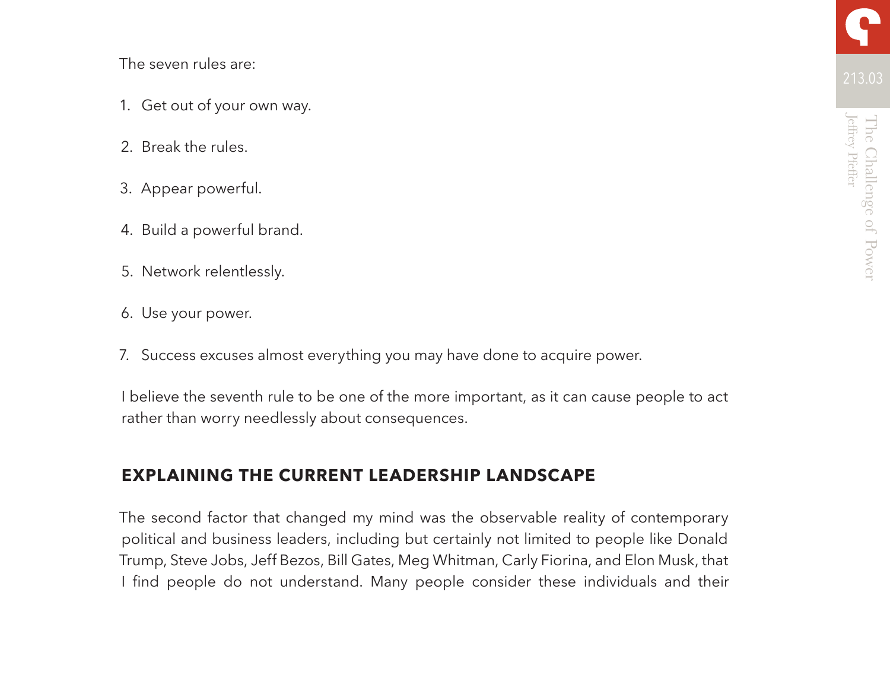The seven rules are:

1. Get out of your own way.
2. Break the rules.
3. Appear powerful.
4. Build a powerful brand.
5. Network relentlessly.
6. Use your power.
7. Success excuses almost everything you may have done to acquire power.

I believe the seventh rule to be one of the more important, as it can cause people to act rather than worry needlessly about consequences.

## EXPLAINING THE CURRENT LEADERSHIP LANDSCAPE

The second factor that changed my mind was the observable reality of contemporary political and business leaders, including but certainly not limited to people like Donald Trump, Steve Jobs, Jeff Bezos, Bill Gates, Meg Whitman, Carly Fiorina, and Elon Musk, that I find people do not understand. Many people consider these individuals and their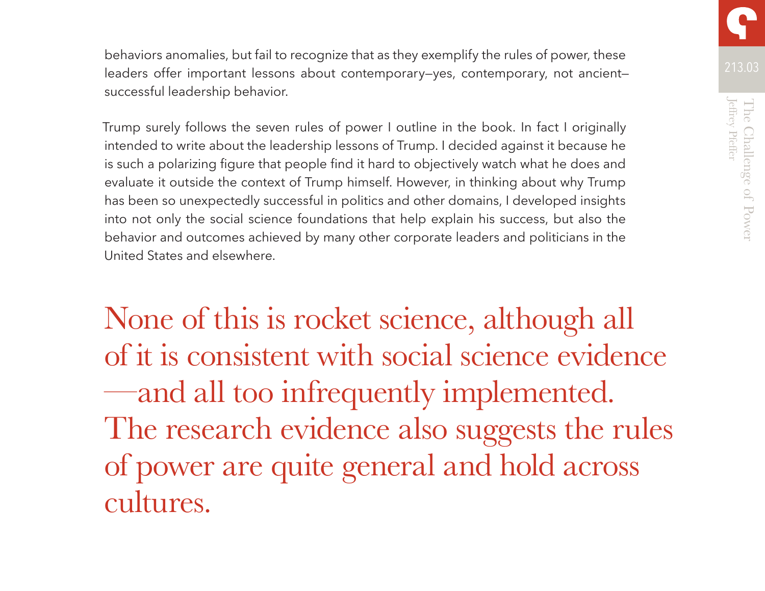behaviors anomalies, but fail to recognize that as they exemplify the rules of power, these leaders offer important lessons about contemporary—yes, contemporary, not ancient—successful leadership behavior.

Trump surely follows the seven rules of power I outline in the book. In fact I originally intended to write about the leadership lessons of Trump. I decided against it because he is such a polarizing figure that people find it hard to objectively watch what he does and evaluate it outside the context of Trump himself. However, in thinking about why Trump has been so unexpectedly successful in politics and other domains, I developed insights into not only the social science foundations that help explain his success, but also the behavior and outcomes achieved by many other corporate leaders and politicians in the United States and elsewhere.

> None of this is rocket science, although all of it is consistent with social science evidence—and all too infrequently implemented. The research evidence also suggests the rules of power are quite general and hold across cultures.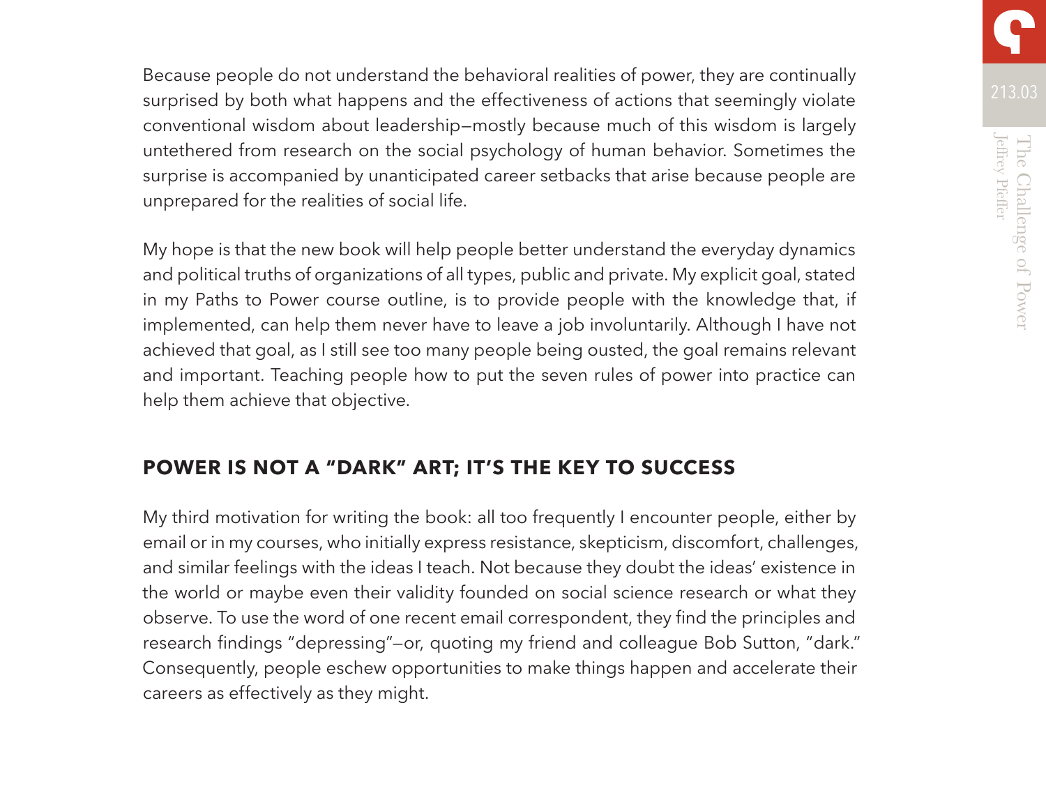Because people do not understand the behavioral realities of power, they are continually surprised by both what happens and the effectiveness of actions that seemingly violate conventional wisdom about leadership—mostly because much of this wisdom is largely untethered from research on the social psychology of human behavior. Sometimes the surprise is accompanied by unanticipated career setbacks that arise because people are unprepared for the realities of social life.

My hope is that the new book will help people better understand the everyday dynamics and political truths of organizations of all types, public and private. My explicit goal, stated in my Paths to Power course outline, is to provide people with the knowledge that, if implemented, can help them never have to leave a job involuntarily. Although I have not achieved that goal, as I still see too many people being ousted, the goal remains relevant and important. Teaching people how to put the seven rules of power into practice can help them achieve that objective.

## POWER IS NOT A "DARK" ART; IT'S THE KEY TO SUCCESS

My third motivation for writing the book: all too frequently I encounter people, either by email or in my courses, who initially express resistance, skepticism, discomfort, challenges, and similar feelings with the ideas I teach. Not because they doubt the ideas' existence in the world or maybe even their validity founded on social science research or what they observe. To use the word of one recent email correspondent, they find the principles and research findings "depressing"—or, quoting my friend and colleague Bob Sutton, "dark." Consequently, people eschew opportunities to make things happen and accelerate their careers as effectively as they might.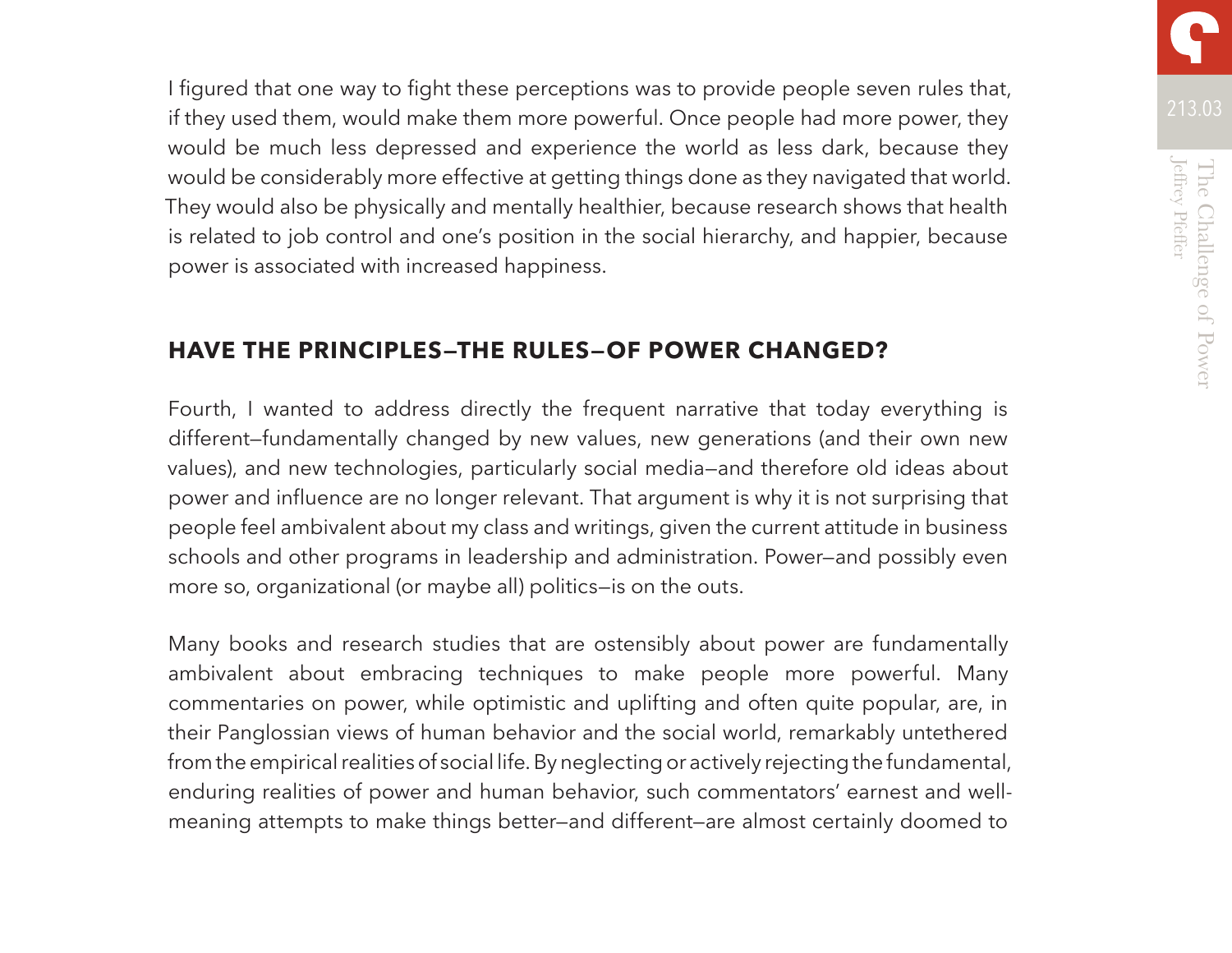I figured that one way to fight these perceptions was to provide people seven rules that, if they used them, would make them more powerful. Once people had more power, they would be much less depressed and experience the world as less dark, because they would be considerably more effective at getting things done as they navigated that world. They would also be physically and mentally healthier, because research shows that health is related to job control and one's position in the social hierarchy, and happier, because power is associated with increased happiness.

## HAVE THE PRINCIPLES—THE RULES—OF POWER CHANGED?

Fourth, I wanted to address directly the frequent narrative that today everything is different—fundamentally changed by new values, new generations (and their own new values), and new technologies, particularly social media—and therefore old ideas about power and influence are no longer relevant. That argument is why it is not surprising that people feel ambivalent about my class and writings, given the current attitude in business schools and other programs in leadership and administration. Power—and possibly even more so, organizational (or maybe all) politics—is on the outs.

Many books and research studies that are ostensibly about power are fundamentally ambivalent about embracing techniques to make people more powerful. Many commentaries on power, while optimistic and uplifting and often quite popular, are, in their Panglossian views of human behavior and the social world, remarkably untethered from the empirical realities of social life. By neglecting or actively rejecting the fundamental, enduring realities of power and human behavior, such commentators' earnest and well-meaning attempts to make things better—and different—are almost certainly doomed to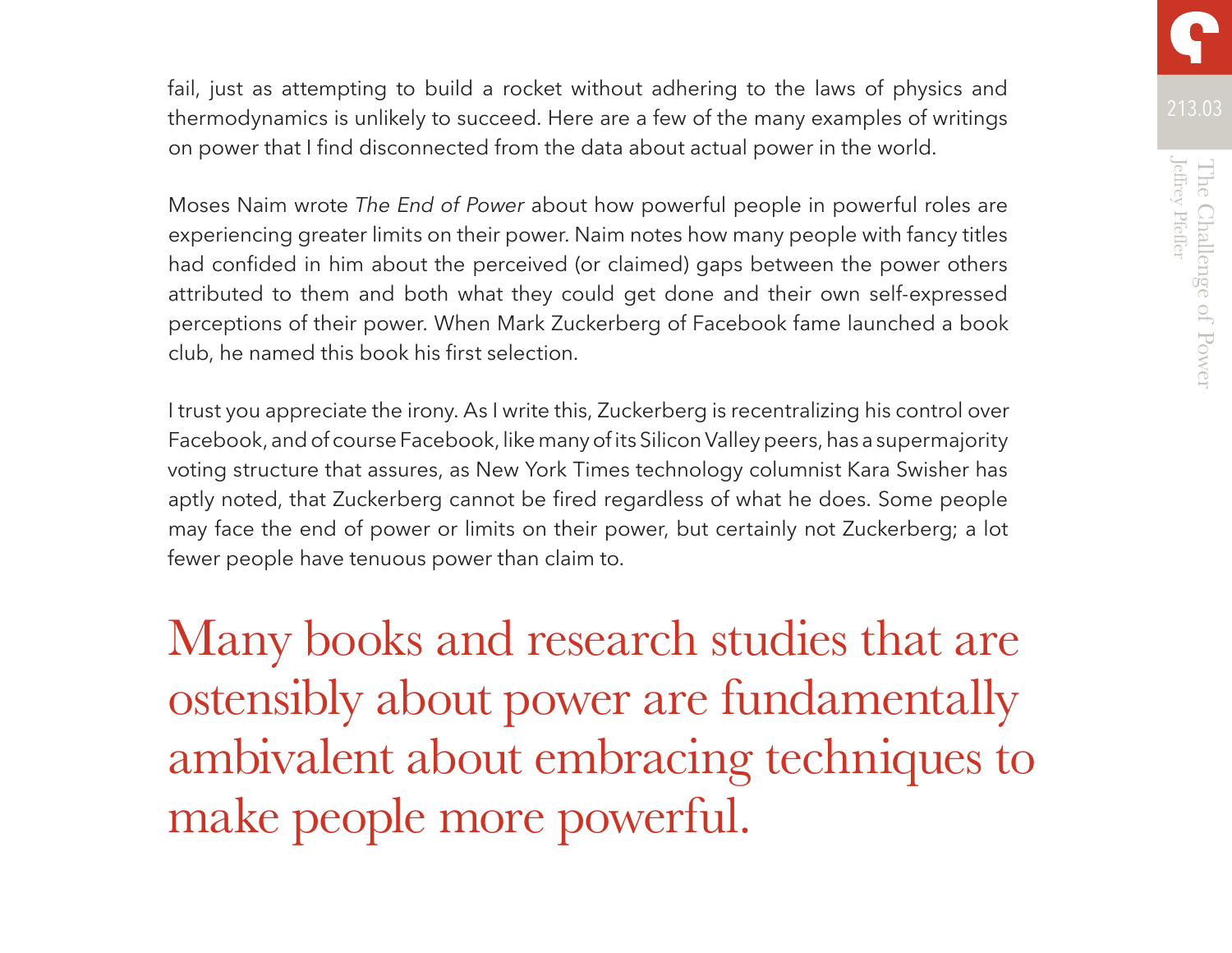fail, just as attempting to build a rocket without adhering to the laws of physics and thermodynamics is unlikely to succeed. Here are a few of the many examples of writings on power that I find disconnected from the data about actual power in the world.

Moses Naim wrote *The End of Power* about how powerful people in powerful roles are experiencing greater limits on their power. Naim notes how many people with fancy titles had confided in him about the perceived (or claimed) gaps between the power others attributed to them and both what they could get done and their own self-expressed perceptions of their power. When Mark Zuckerberg of Facebook fame launched a book club, he named this book his first selection.

I trust you appreciate the irony. As I write this, Zuckerberg is recentralizing his control over Facebook, and of course Facebook, like many of its Silicon Valley peers, has a supermajority voting structure that assures, as New York Times technology columnist Kara Swisher has aptly noted, that Zuckerberg cannot be fired regardless of what he does. Some people may face the end of power or limits on their power, but certainly not Zuckerberg; a lot fewer people have tenuous power than claim to.

> Many books and research studies that are ostensibly about power are fundamentally ambivalent about embracing techniques to make people more powerful.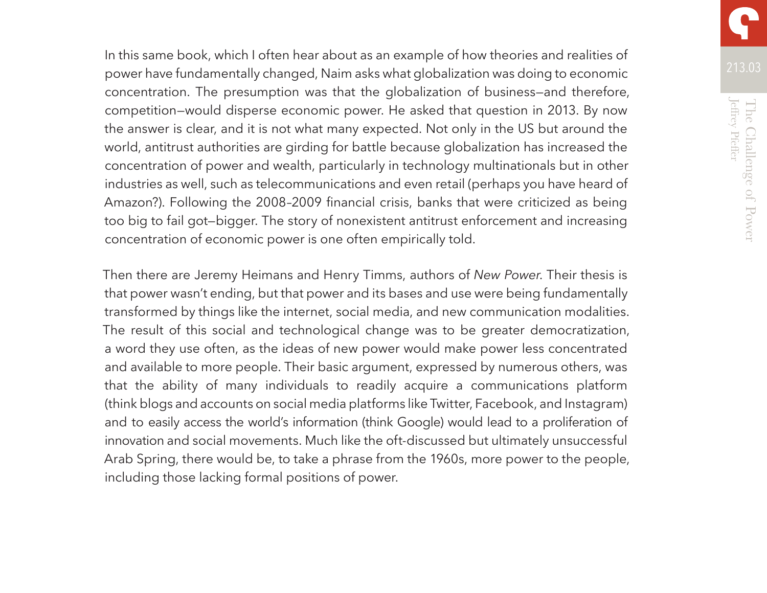In this same book, which I often hear about as an example of how theories and realities of power have fundamentally changed, Naim asks what globalization was doing to economic concentration. The presumption was that the globalization of business—and therefore, competition—would disperse economic power. He asked that question in 2013. By now the answer is clear, and it is not what many expected. Not only in the US but around the world, antitrust authorities are girding for battle because globalization has increased the concentration of power and wealth, particularly in technology multinationals but in other industries as well, such as telecommunications and even retail (perhaps you have heard of Amazon?). Following the 2008–2009 financial crisis, banks that were criticized as being too big to fail got—bigger. The story of nonexistent antitrust enforcement and increasing concentration of economic power is one often empirically told.

Then there are Jeremy Heimans and Henry Timms, authors of *New Power*. Their thesis is that power wasn't ending, but that power and its bases and use were being fundamentally transformed by things like the internet, social media, and new communication modalities. The result of this social and technological change was to be greater democratization, a word they use often, as the ideas of new power would make power less concentrated and available to more people. Their basic argument, expressed by numerous others, was that the ability of many individuals to readily acquire a communications platform (think blogs and accounts on social media platforms like Twitter, Facebook, and Instagram) and to easily access the world's information (think Google) would lead to a proliferation of innovation and social movements. Much like the oft-discussed but ultimately unsuccessful Arab Spring, there would be, to take a phrase from the 1960s, more power to the people, including those lacking formal positions of power.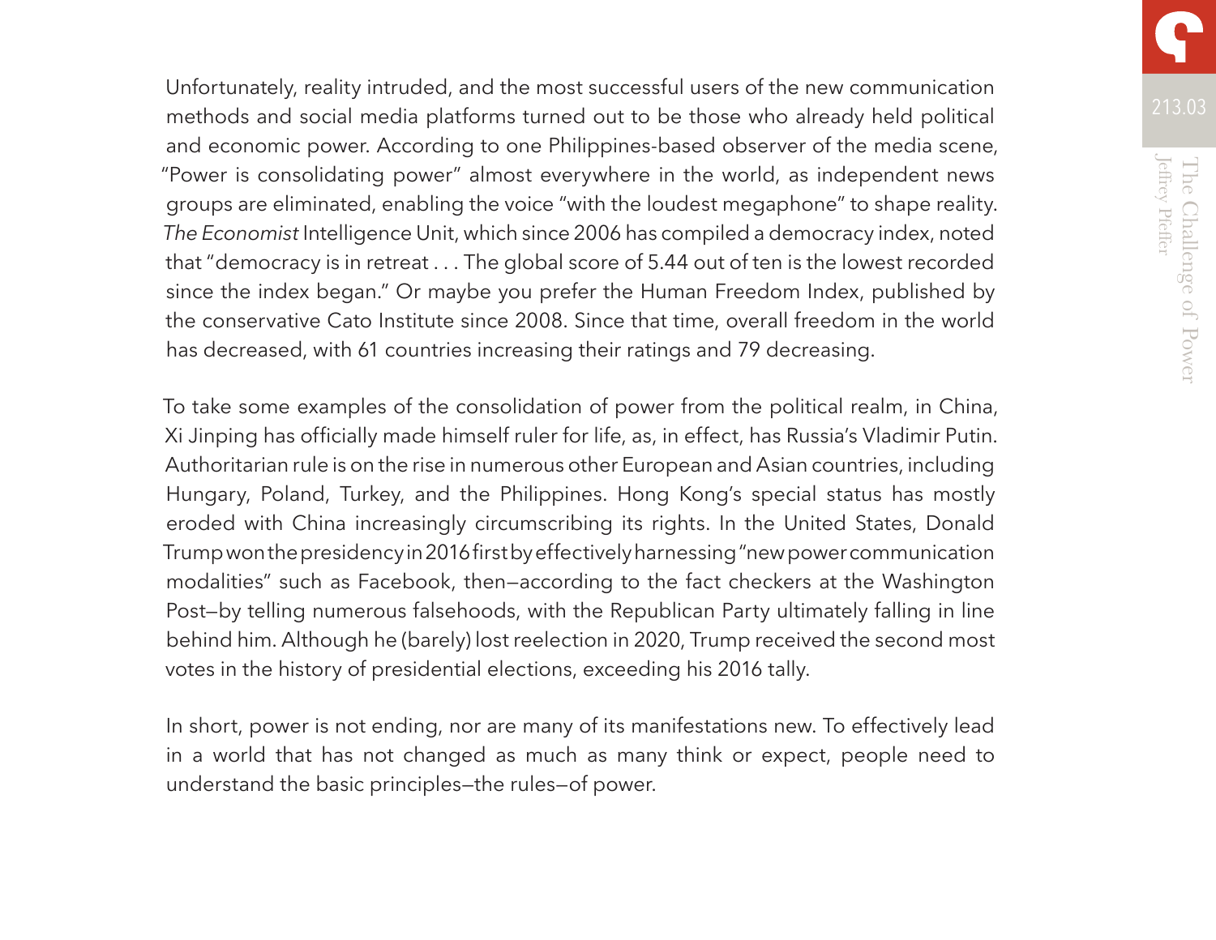Unfortunately, reality intruded, and the most successful users of the new communication methods and social media platforms turned out to be those who already held political and economic power. According to one Philippines-based observer of the media scene, "Power is consolidating power" almost everywhere in the world, as independent news groups are eliminated, enabling the voice "with the loudest megaphone" to shape reality. *The Economist* Intelligence Unit, which since 2006 has compiled a democracy index, noted that "democracy is in retreat . . . The global score of 5.44 out of ten is the lowest recorded since the index began." Or maybe you prefer the Human Freedom Index, published by the conservative Cato Institute since 2008. Since that time, overall freedom in the world has decreased, with 61 countries increasing their ratings and 79 decreasing.

To take some examples of the consolidation of power from the political realm, in China, Xi Jinping has officially made himself ruler for life, as, in effect, has Russia's Vladimir Putin. Authoritarian rule is on the rise in numerous other European and Asian countries, including Hungary, Poland, Turkey, and the Philippines. Hong Kong's special status has mostly eroded with China increasingly circumscribing its rights. In the United States, Donald Trump won the presidency in 2016 first by effectively harnessing "new power communication modalities" such as Facebook, then—according to the fact checkers at the Washington Post—by telling numerous falsehoods, with the Republican Party ultimately falling in line behind him. Although he (barely) lost reelection in 2020, Trump received the second most votes in the history of presidential elections, exceeding his 2016 tally.

In short, power is not ending, nor are many of its manifestations new. To effectively lead in a world that has not changed as much as many think or expect, people need to understand the basic principles—the rules—of power.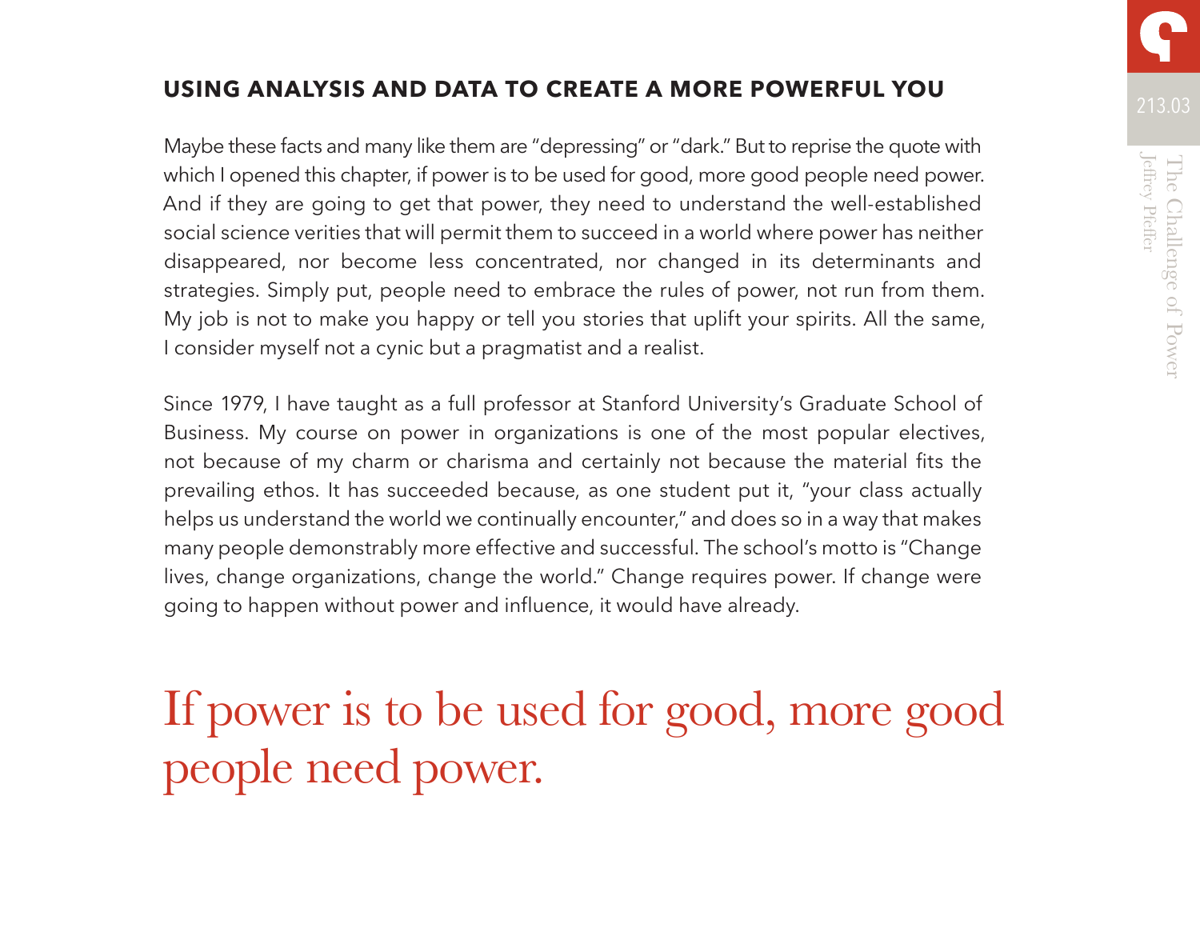## USING ANALYSIS AND DATA TO CREATE A MORE POWERFUL YOU

Maybe these facts and many like them are "depressing" or "dark." But to reprise the quote with which I opened this chapter, if power is to be used for good, more good people need power. And if they are going to get that power, they need to understand the well-established social science verities that will permit them to succeed in a world where power has neither disappeared, nor become less concentrated, nor changed in its determinants and strategies. Simply put, people need to embrace the rules of power, not run from them. My job is not to make you happy or tell you stories that uplift your spirits. All the same, I consider myself not a cynic but a pragmatist and a realist.

Since 1979, I have taught as a full professor at Stanford University's Graduate School of Business. My course on power in organizations is one of the most popular electives, not because of my charm or charisma and certainly not because the material fits the prevailing ethos. It has succeeded because, as one student put it, "your class actually helps us understand the world we continually encounter," and does so in a way that makes many people demonstrably more effective and successful. The school's motto is "Change lives, change organizations, change the world." Change requires power. If change were going to happen without power and influence, it would have already.

> If power is to be used for good, more good people need power.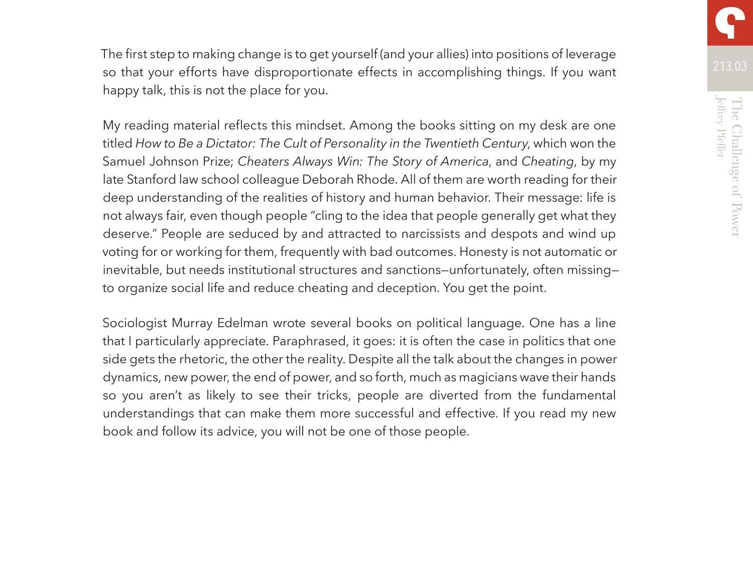The first step to making change is to get yourself (and your allies) into positions of leverage so that your efforts have disproportionate effects in accomplishing things. If you want happy talk, this is not the place for you.

My reading material reflects this mindset. Among the books sitting on my desk are one titled *How to Be a Dictator: The Cult of Personality in the Twentieth Century*, which won the Samuel Johnson Prize; *Cheaters Always Win: The Story of America*, and *Cheating*, by my late Stanford law school colleague Deborah Rhode. All of them are worth reading for their deep understanding of the realities of history and human behavior. Their message: life is not always fair, even though people "cling to the idea that people generally get what they deserve." People are seduced by and attracted to narcissists and despots and wind up voting for or working for them, frequently with bad outcomes. Honesty is not automatic or inevitable, but needs institutional structures and sanctions—unfortunately, often missing—to organize social life and reduce cheating and deception. You get the point.

Sociologist Murray Edelman wrote several books on political language. One has a line that I particularly appreciate. Paraphrased, it goes: it is often the case in politics that one side gets the rhetoric, the other the reality. Despite all the talk about the changes in power dynamics, new power, the end of power, and so forth, much as magicians wave their hands so you aren't as likely to see their tricks, people are diverted from the fundamental understandings that can make them more successful and effective. If you read my new book and follow its advice, you will not be one of those people.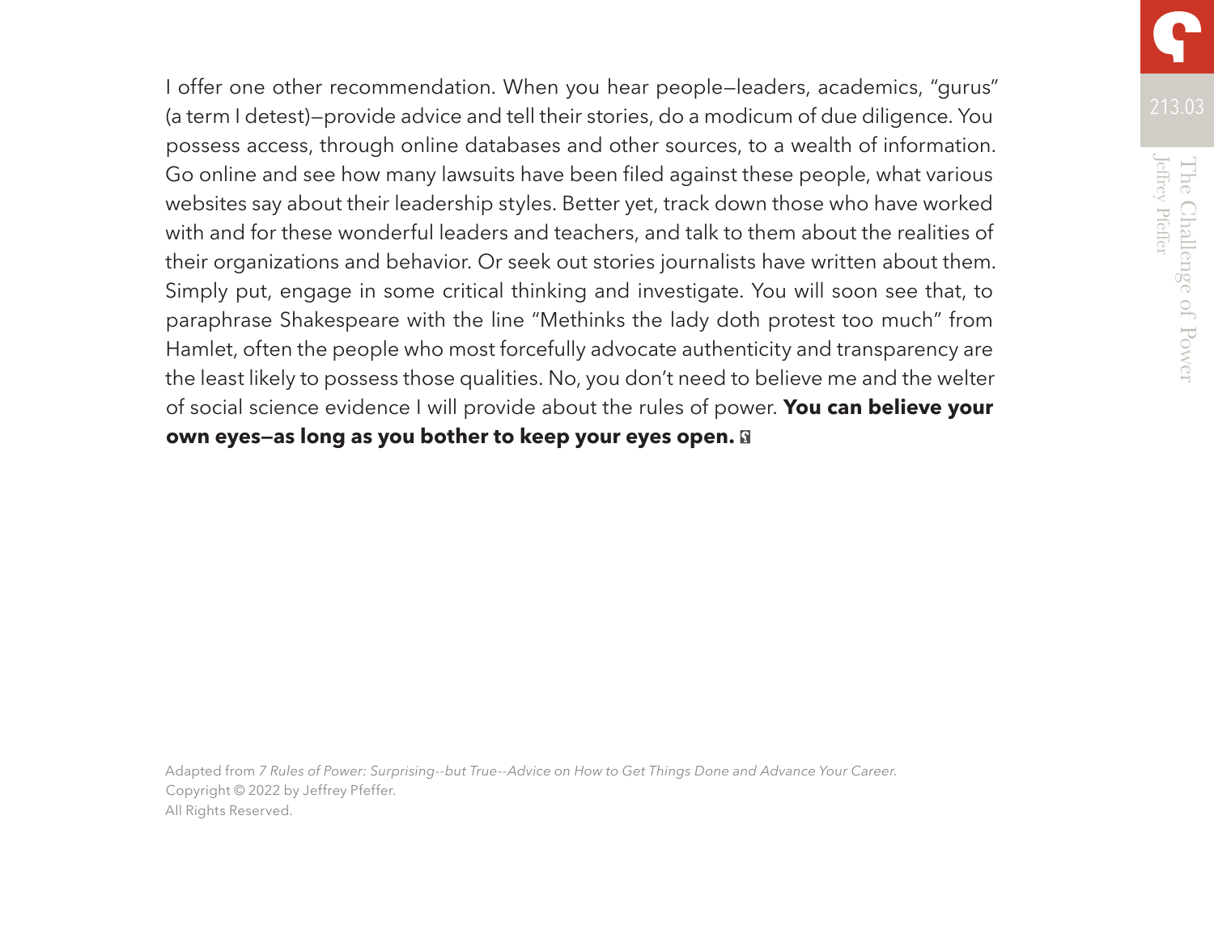I offer one other recommendation. When you hear people—leaders, academics, "gurus" (a term I detest)—provide advice and tell their stories, do a modicum of due diligence. You possess access, through online databases and other sources, to a wealth of information. Go online and see how many lawsuits have been filed against these people, what various websites say about their leadership styles. Better yet, track down those who have worked with and for these wonderful leaders and teachers, and talk to them about the realities of their organizations and behavior. Or seek out stories journalists have written about them. Simply put, engage in some critical thinking and investigate. You will soon see that, to paraphrase Shakespeare with the line "Methinks the lady doth protest too much" from Hamlet, often the people who most forcefully advocate authenticity and transparency are the least likely to possess those qualities. No, you don't need to believe me and the welter of social science evidence I will provide about the rules of power. **You can believe your own eyes—as long as you bother to keep your eyes open.**

Adapted from *7 Rules of Power: Surprising--but True--Advice on How to Get Things Done and Advance Your Career.*
Copyright © 2022 by Jeffrey Pfeffer.
All Rights Reserved.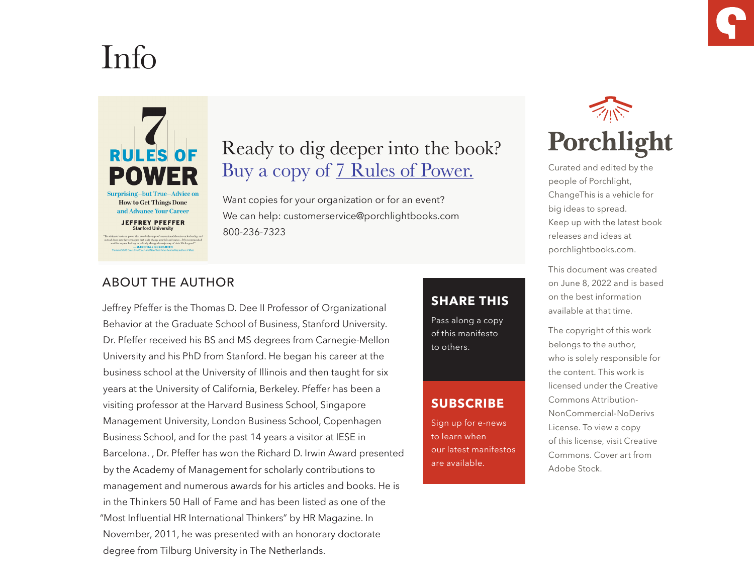# Info

Ready to dig deeper into the book?
Buy a copy of 7 Rules of Power.

Want copies for your organization or for an event?
We can help: customerservice@porchlightbooks.com
800-236-7323

## ABOUT THE AUTHOR

Jeffrey Pfeffer is the Thomas D. Dee II Professor of Organizational Behavior at the Graduate School of Business, Stanford University. Dr. Pfeffer received his BS and MS degrees from Carnegie-Mellon University and his PhD from Stanford. He began his career at the business school at the University of Illinois and then taught for six years at the University of California, Berkeley. Pfeffer has been a visiting professor at the Harvard Business School, Singapore Management University, London Business School, Copenhagen Business School, and for the past 14 years a visitor at IESE in Barcelona. , Dr. Pfeffer has won the Richard D. Irwin Award presented by the Academy of Management for scholarly contributions to management and numerous awards for his articles and books. He is in the Thinkers 50 Hall of Fame and has been listed as one of the "Most Influential HR International Thinkers" by HR Magazine. In November, 2011, he was presented with an honorary doctorate degree from Tilburg University in The Netherlands.

**SHARE THIS**

Pass along a copy of this manifesto to others.

**SUBSCRIBE**

Sign up for e-news to learn when our latest manifestos are available.

Porchlight

Curated and edited by the people of Porchlight, ChangeThis is a vehicle for big ideas to spread. Keep up with the latest book releases and ideas at porchlightbooks.com.

This document was created on June 8, 2022 and is based on the best information available at that time.

The copyright of this work belongs to the author, who is solely responsible for the content. This work is licensed under the Creative Commons Attribution-NonCommercial-NoDerivs License. To view a copy of this license, visit Creative Commons. Cover art from Adobe Stock.